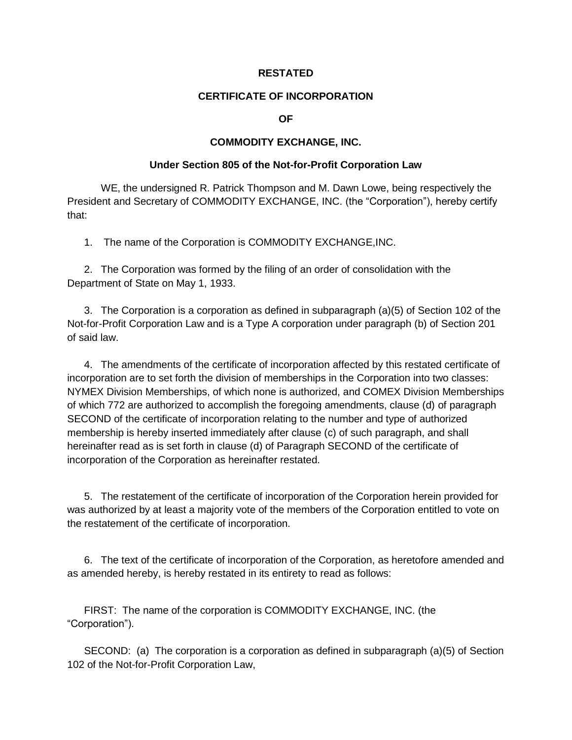**RESTATED**

**CERTIFICATE OF INCORPORATION**

**OF**

**COMMODITY EXCHANGE, INC.**

**Under Section 805 of the Not-for-Profit Corporation Law**

WE, the undersigned R. Patrick Thompson and M. Dawn Lowe, being respectively the President and Secretary of COMMODITY EXCHANGE, INC. (the "Corporation"), hereby certify that:

1. The name of the Corporation is COMMODITY EXCHANGE,INC.

2. The Corporation was formed by the filing of an order of consolidation with the Department of State on May 1, 1933.

3. The Corporation is a corporation as defined in subparagraph (a)(5) of Section 102 of the Not-for-Profit Corporation Law and is a Type A corporation under paragraph (b) of Section 201 of said law.

4. The amendments of the certificate of incorporation affected by this restated certificate of incorporation are to set forth the division of memberships in the Corporation into two classes: NYMEX Division Memberships, of which none is authorized, and COMEX Division Memberships of which 772 are authorized to accomplish the foregoing amendments, clause (d) of paragraph SECOND of the certificate of incorporation relating to the number and type of authorized membership is hereby inserted immediately after clause (c) of such paragraph, and shall hereinafter read as is set forth in clause (d) of Paragraph SECOND of the certificate of incorporation of the Corporation as hereinafter restated.

5. The restatement of the certificate of incorporation of the Corporation herein provided for was authorized by at least a majority vote of the members of the Corporation entitled to vote on the restatement of the certificate of incorporation.

6. The text of the certificate of incorporation of the Corporation, as heretofore amended and as amended hereby, is hereby restated in its entirety to read as follows:

FIRST: The name of the corporation is COMMODITY EXCHANGE, INC. (the "Corporation").

SECOND: (a) The corporation is a corporation as defined in subparagraph (a)(5) of Section 102 of the Not-for-Profit Corporation Law,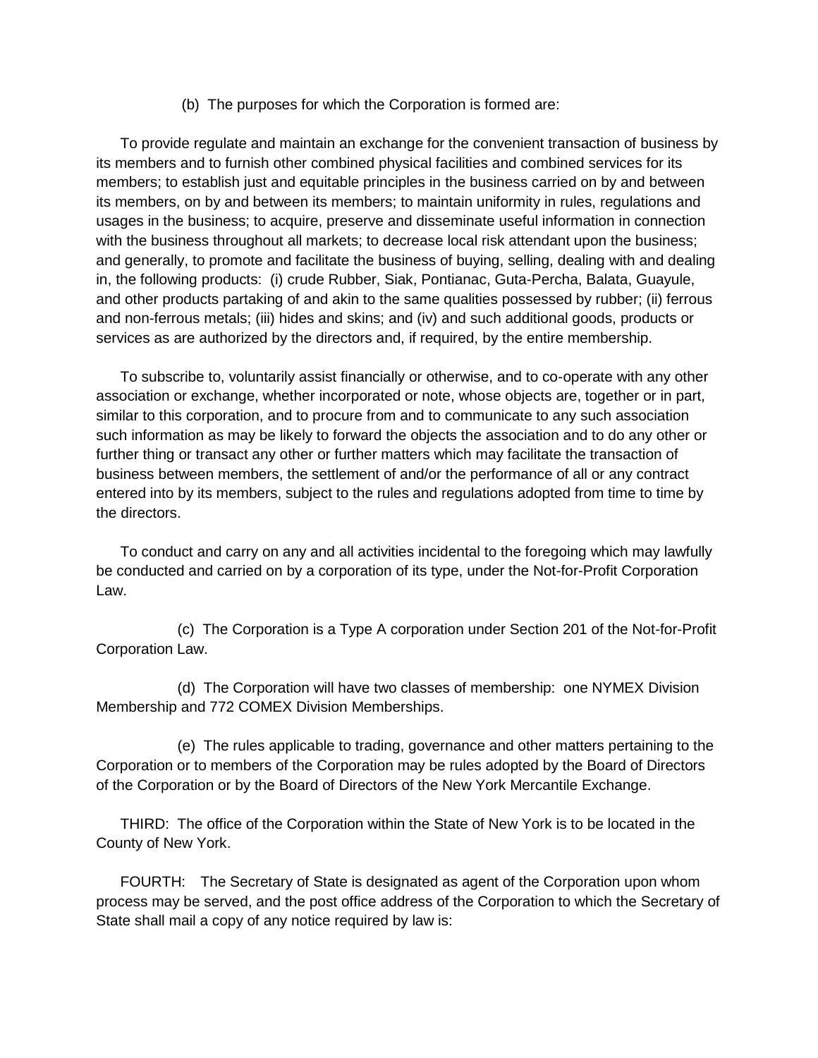(b) The purposes for which the Corporation is formed are:

To provide regulate and maintain an exchange for the convenient transaction of business by its members and to furnish other combined physical facilities and combined services for its members; to establish just and equitable principles in the business carried on by and between its members, on by and between its members; to maintain uniformity in rules, regulations and usages in the business; to acquire, preserve and disseminate useful information in connection with the business throughout all markets; to decrease local risk attendant upon the business; and generally, to promote and facilitate the business of buying, selling, dealing with and dealing in, the following products: (i) crude Rubber, Siak, Pontianac, Guta-Percha, Balata, Guayule, and other products partaking of and akin to the same qualities possessed by rubber; (ii) ferrous and non-ferrous metals; (iii) hides and skins; and (iv) and such additional goods, products or services as are authorized by the directors and, if required, by the entire membership.

To subscribe to, voluntarily assist financially or otherwise, and to co-operate with any other association or exchange, whether incorporated or note, whose objects are, together or in part, similar to this corporation, and to procure from and to communicate to any such association such information as may be likely to forward the objects the association and to do any other or further thing or transact any other or further matters which may facilitate the transaction of business between members, the settlement of and/or the performance of all or any contract entered into by its members, subject to the rules and regulations adopted from time to time by the directors.

To conduct and carry on any and all activities incidental to the foregoing which may lawfully be conducted and carried on by a corporation of its type, under the Not-for-Profit Corporation Law.

(c) The Corporation is a Type A corporation under Section 201 of the Not-for-Profit Corporation Law.

(d) The Corporation will have two classes of membership: one NYMEX Division Membership and 772 COMEX Division Memberships.

(e) The rules applicable to trading, governance and other matters pertaining to the Corporation or to members of the Corporation may be rules adopted by the Board of Directors of the Corporation or by the Board of Directors of the New York Mercantile Exchange.

THIRD: The office of the Corporation within the State of New York is to be located in the County of New York.

FOURTH: The Secretary of State is designated as agent of the Corporation upon whom process may be served, and the post office address of the Corporation to which the Secretary of State shall mail a copy of any notice required by law is: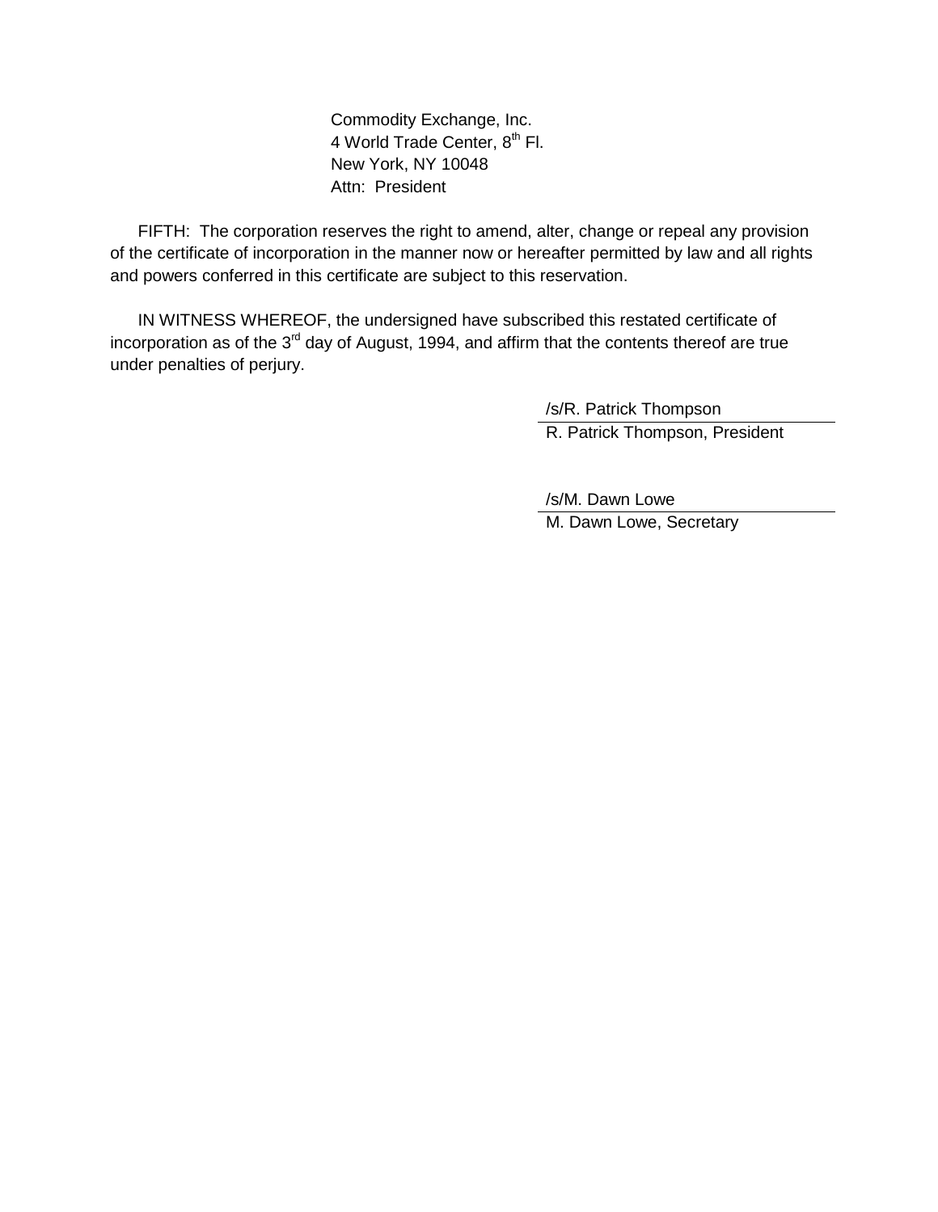Commodity Exchange, Inc.
4 World Trade Center, 8th Fl.
New York, NY 10048
Attn: President

FIFTH: The corporation reserves the right to amend, alter, change or repeal any provision of the certificate of incorporation in the manner now or hereafter permitted by law and all rights and powers conferred in this certificate are subject to this reservation.

IN WITNESS WHEREOF, the undersigned have subscribed this restated certificate of incorporation as of the 3rd day of August, 1994, and affirm that the contents thereof are true under penalties of perjury.

/s/R. Patrick Thompson
R. Patrick Thompson, President

/s/M. Dawn Lowe
M. Dawn Lowe, Secretary